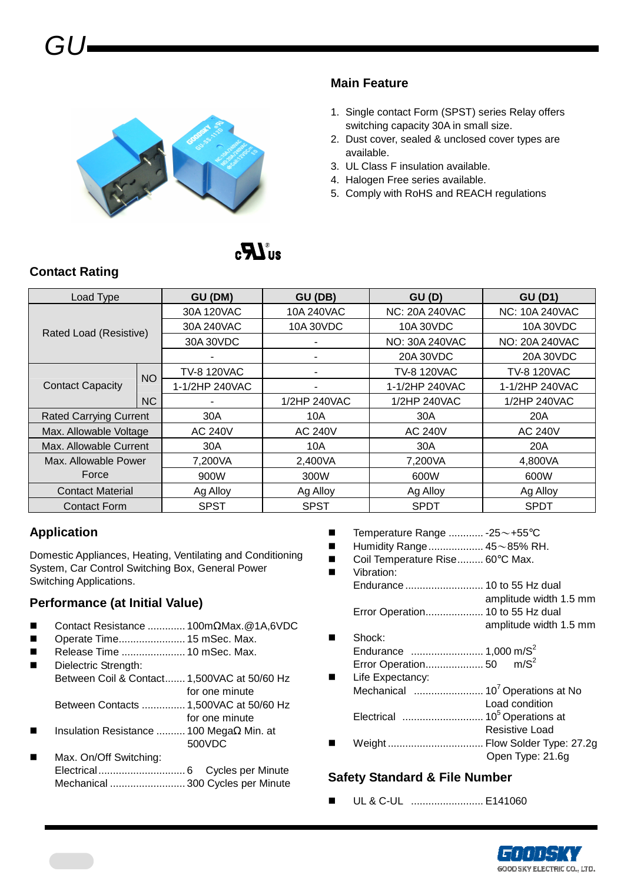# GU

## Main Feature

1. Single contact Form (SPST) series Relay offers switching capacity 30A in small size.
2. Dust cover, sealed & unclosed cover types are available.
3. UL Class F insulation available.
4. Halogen Free series available.
5. Comply with RoHS and REACH regulations

## Contact Rating

| Load Type | | GU (DM) | GU (DB) | GU (D) | GU (D1) |
|---|---|---|---|---|---|
| Rated Load (Resistive) | | 30A 120VAC | 10A 240VAC | NC: 20A 240VAC | NC: 10A 240VAC |
| | | 30A 240VAC | 10A 30VDC | 10A 30VDC | 10A 30VDC |
| | | 30A 30VDC | - | NO: 30A 240VAC | NO: 20A 240VAC |
| | | - | - | 20A 30VDC | 20A 30VDC |
| Contact Capacity | NO | TV-8 120VAC | - | TV-8 120VAC | TV-8 120VAC |
| | | 1-1/2HP 240VAC | - | 1-1/2HP 240VAC | 1-1/2HP 240VAC |
| | NC | - | 1/2HP 240VAC | 1/2HP 240VAC | 1/2HP 240VAC |
| Rated Carrying Current | | 30A | 10A | 30A | 20A |
| Max. Allowable Voltage | | AC 240V | AC 240V | AC 240V | AC 240V |
| Max. Allowable Current | | 30A | 10A | 30A | 20A |
| Max. Allowable Power Force | | 7,200VA | 2,400VA | 7,200VA | 4,800VA |
| | | 900W | 300W | 600W | 600W |
| Contact Material | | Ag Alloy | Ag Alloy | Ag Alloy | Ag Alloy |
| Contact Form | | SPST | SPST | SPDT | SPDT |

## Application

Domestic Appliances, Heating, Ventilating and Conditioning System, Car Control Switching Box, General Power Switching Applications.

## Performance (at Initial Value)

- Contact Resistance ............. 100mΩMax.@1A,6VDC
- Operate Time....................... 15 mSec. Max.
- Release Time ...................... 10 mSec. Max.
- Dielectric Strength:
  - Between Coil & Contact....... 1,500VAC at 50/60 Hz for one minute
  - Between Contacts ............... 1,500VAC at 50/60 Hz for one minute
- Insulation Resistance .......... 100 MegaΩ Min. at 500VDC
- Max. On/Off Switching:
  - Electrical.............................. 6 Cycles per Minute
  - Mechanical .......................... 300 Cycles per Minute
- Temperature Range ............ -25～+55℃
- Humidity Range................... 45～85% RH.
- Coil Temperature Rise......... 60℃ Max.
- Vibration:
  - Endurance ........................... 10 to 55 Hz dual amplitude width 1.5 mm
  - Error Operation.................... 10 to 55 Hz dual amplitude width 1.5 mm
- Shock:
  - Endurance ......................... 1,000 $m/S^2$
  - Error Operation.................... 50 $m/S^2$
- Life Expectancy:
  - Mechanical ........................ $10^7$ Operations at No Load condition
  - Electrical ............................ $10^5$ Operations at Resistive Load
- Weight ................................. Flow Solder Type: 27.2g; Open Type: 21.6g

## Safety Standard & File Number

- UL & C-UL ......................... E141060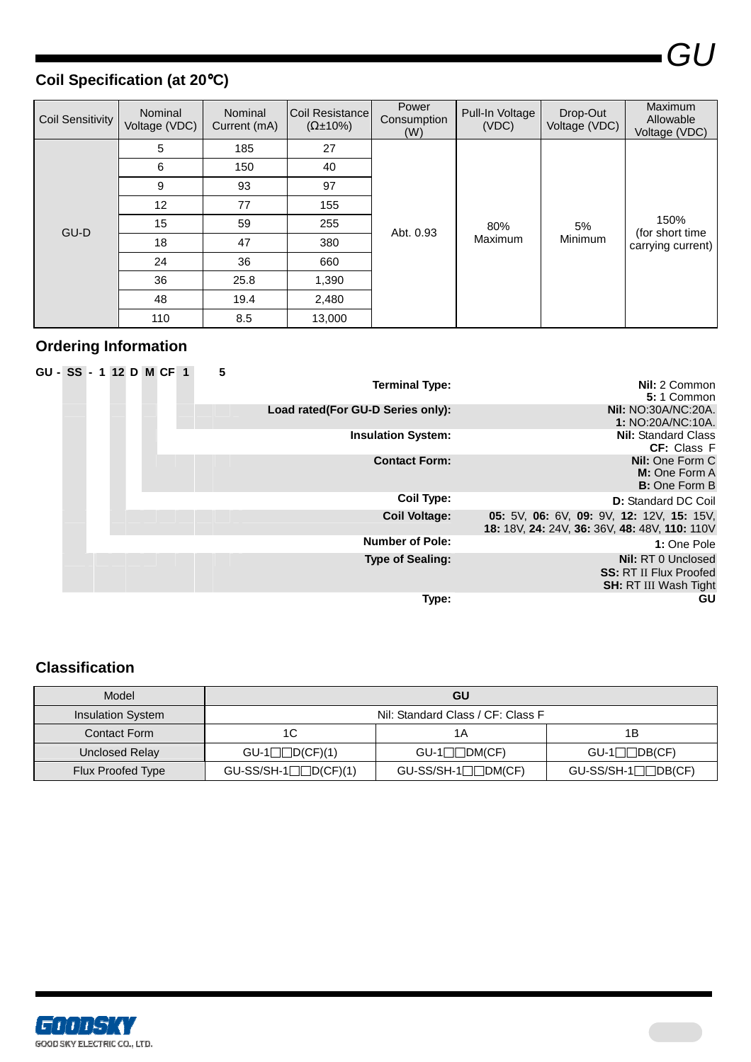## Coil Specification (at 20°C)

| Coil Sensitivity | Nominal Voltage (VDC) | Nominal Current (mA) | Coil Resistance (Ω±10%) | Power Consumption (W) | Pull-In Voltage (VDC) | Drop-Out Voltage (VDC) | Maximum Allowable Voltage (VDC) |
|---|---|---|---|---|---|---|---|
| GU-D | 5 | 185 | 27 | Abt. 0.93 | 80% Maximum | 5% Minimum | 150% (for short time carrying current) |
| | 6 | 150 | 40 | | | | |
| | 9 | 93 | 97 | | | | |
| | 12 | 77 | 155 | | | | |
| | 15 | 59 | 255 | | | | |
| | 18 | 47 | 380 | | | | |
| | 24 | 36 | 660 | | | | |
| | 36 | 25.8 | 1,390 | | | | |
| | 48 | 19.4 | 2,480 | | | | |
| | 110 | 8.5 | 13,000 | | | | |

## Ordering Information

**GU - SS - 1 12 D M CF 1 5**

| | |
|---|---|
| **Terminal Type:** | **Nil:** 2 Common<br>**5:** 1 Common |
| **Load rated(For GU-D Series only):** | **Nil:** NO:30A/NC:20A.<br>**1:** NO:20A/NC:10A. |
| **Insulation System:** | **Nil:** Standard Class<br>**CF:** Class F |
| **Contact Form:** | **Nil:** One Form C<br>**M:** One Form A<br>**B:** One Form B |
| **Coil Type:** | **D:** Standard DC Coil |
| **Coil Voltage:** | **05:** 5V, **06:** 6V, **09:** 9V, **12:** 12V, **15:** 15V, **18:** 18V, **24:** 24V, **36:** 36V, **48:** 48V, **110:** 110V |
| **Number of Pole:** | **1:** One Pole |
| **Type of Sealing:** | **Nil:** RT 0 Unclosed<br>**SS:** RT II Flux Proofed<br>**SH:** RT III Wash Tight |
| **Type:** | **GU** |

## Classification

| Model | GU | | |
|---|---|---|---|
| Insulation System | Nil: Standard Class / CF: Class F | | |
| Contact Form | 1C | 1A | 1B |
| Unclosed Relay | GU-1□□D(CF)(1) | GU-1□□DM(CF) | GU-1□□DB(CF) |
| Flux Proofed Type | GU-SS/SH-1□□D(CF)(1) | GU-SS/SH-1□□DM(CF) | GU-SS/SH-1□□DB(CF) |

GOODSKY ELECTRIC CO., LTD.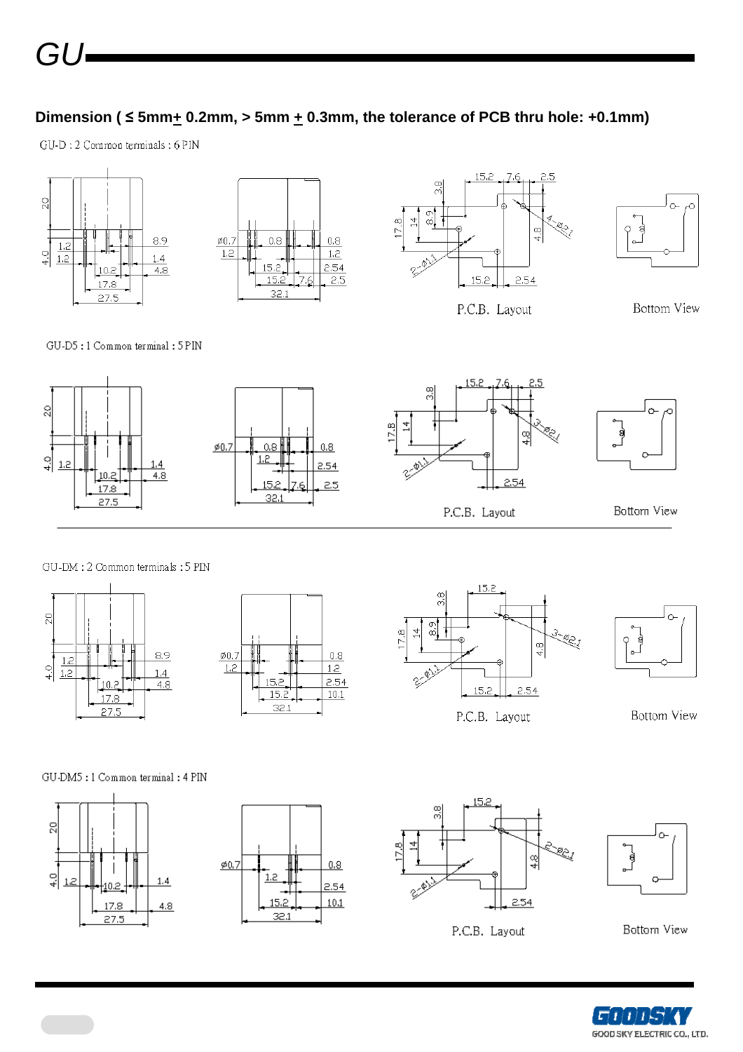## Dimension ( ≤ 5mm± 0.2mm, > 5mm ± 0.3mm, the tolerance of PCB thru hole: +0.1mm)

GU-D : 2 Common terminals : 6 PIN

P.C.B. Layout

Bottom View

GU-D5 : 1 Common terminal : 5 PIN

P.C.B. Layout

Bottom View

GU-DM : 2 Common terminals : 5 PIN

P.C.B. Layout

Bottom View

GU-DM5 : 1 Common terminal : 4 PIN

P.C.B. Layout

Bottom View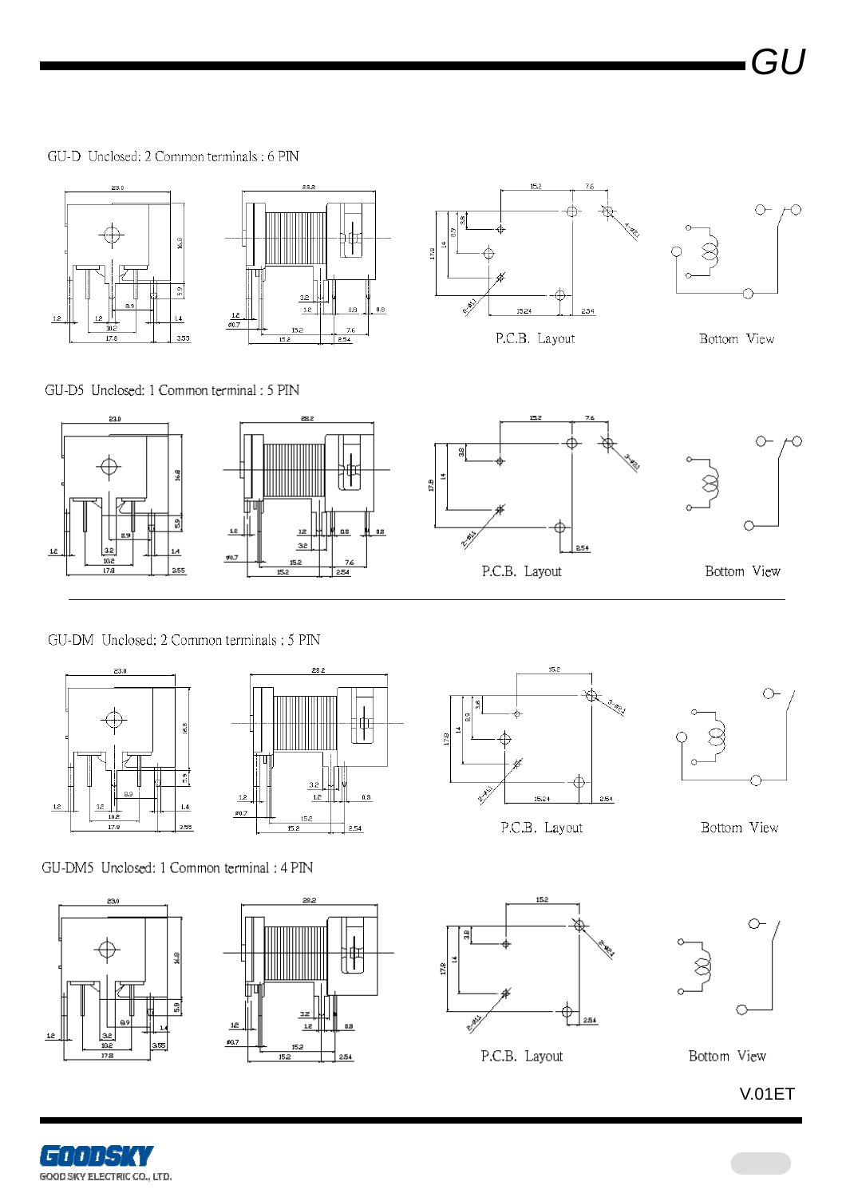GU-D Unclosed: 2 Common terminals : 6 PIN

23.0
16.8
5.9
8.9
1.2
1.2
1.4
10.2
17.8
3.55

28.2
1.2
φ0.7
3.2
1.2
0.8
0.8
15.2
7.6
15.2
2.54

15.2
7.6
3.8
8.9
14
17.8
4-φ2.1
6-φ1.1
15.24
2.54

P.C.B. Layout

Bottom View

GU-D5 Unclosed: 1 Common terminal : 5 PIN

23.0
16.8
5.9
8.9
1.2
3.2
1.4
10.2
17.8
3.55

28.2
1.2
φ0.7
1.2
0.8
0.8
3.2
15.2
7.6
15.2
2.54

15.2
7.6
3.8
14
17.8
3-φ2.1
2-φ1.1
2.54

P.C.B. Layout

Bottom View

GU-DM Unclosed: 2 Common terminals : 5 PIN

23.0
16.8
5.9
8.9
1.2
1.2
1.4
10.2
17.8
3.55

28.2
1.2
φ0.7
3.2
1.2
0.8
15.2
15.2
2.54

15.2
3.8
8.9
14
17.8
3-φ2.1
2-φ1.1
15.24
2.54

P.C.B. Layout

Bottom View

GU-DM5 Unclosed: 1 Common terminal : 4 PIN

23.0
16.8
5.9
8.9
1.2
3.2
1.4
10.2
3.55
17.8

28.2
1.2
φ0.7
3.2
1.2
0.8
15.2
15.2
2.54

15.2
3.8
14
17.8
2-φ2.1
2-φ1.1
2.54

P.C.B. Layout

Bottom View

V.01ET